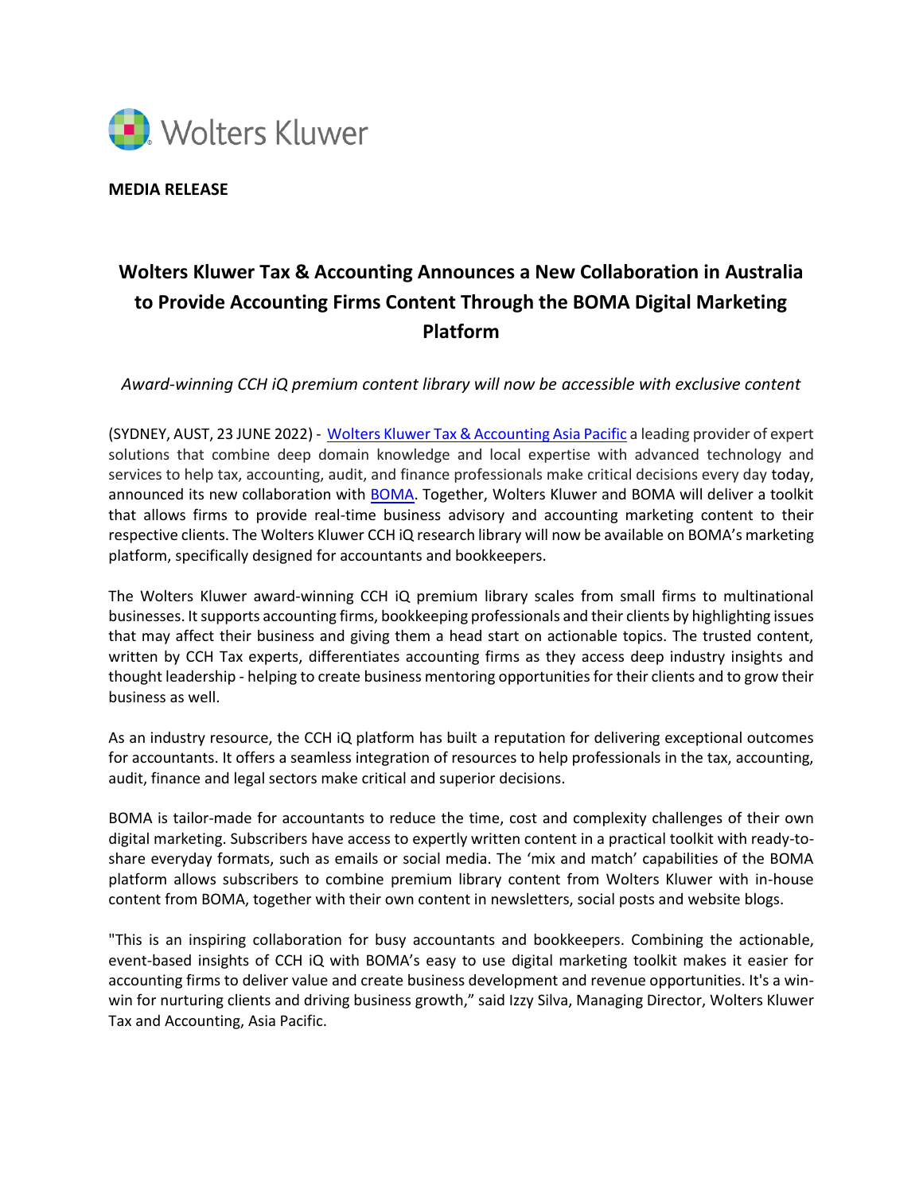Wolters Kluwer

**MEDIA RELEASE**

# Wolters Kluwer Tax & Accounting Announces a New Collaboration in Australia to Provide Accounting Firms Content Through the BOMA Digital Marketing Platform

*Award-winning CCH iQ premium content library will now be accessible with exclusive content*

(SYDNEY, AUST, 23 JUNE 2022) - Wolters Kluwer Tax & Accounting Asia Pacific a leading provider of expert solutions that combine deep domain knowledge and local expertise with advanced technology and services to help tax, accounting, audit, and finance professionals make critical decisions every day today, announced its new collaboration with BOMA. Together, Wolters Kluwer and BOMA will deliver a toolkit that allows firms to provide real-time business advisory and accounting marketing content to their respective clients. The Wolters Kluwer CCH iQ research library will now be available on BOMA's marketing platform, specifically designed for accountants and bookkeepers.

The Wolters Kluwer award-winning CCH iQ premium library scales from small firms to multinational businesses. It supports accounting firms, bookkeeping professionals and their clients by highlighting issues that may affect their business and giving them a head start on actionable topics. The trusted content, written by CCH Tax experts, differentiates accounting firms as they access deep industry insights and thought leadership - helping to create business mentoring opportunities for their clients and to grow their business as well.

As an industry resource, the CCH iQ platform has built a reputation for delivering exceptional outcomes for accountants. It offers a seamless integration of resources to help professionals in the tax, accounting, audit, finance and legal sectors make critical and superior decisions.

BOMA is tailor-made for accountants to reduce the time, cost and complexity challenges of their own digital marketing. Subscribers have access to expertly written content in a practical toolkit with ready-to-share everyday formats, such as emails or social media. The 'mix and match' capabilities of the BOMA platform allows subscribers to combine premium library content from Wolters Kluwer with in-house content from BOMA, together with their own content in newsletters, social posts and website blogs.

"This is an inspiring collaboration for busy accountants and bookkeepers. Combining the actionable, event-based insights of CCH iQ with BOMA's easy to use digital marketing toolkit makes it easier for accounting firms to deliver value and create business development and revenue opportunities. It's a win-win for nurturing clients and driving business growth," said Izzy Silva, Managing Director, Wolters Kluwer Tax and Accounting, Asia Pacific.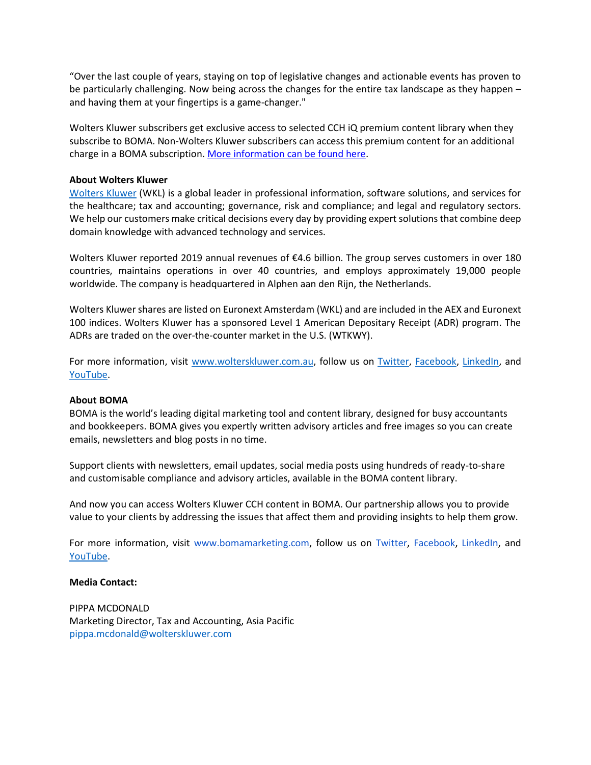"Over the last couple of years, staying on top of legislative changes and actionable events has proven to be particularly challenging. Now being across the changes for the entire tax landscape as they happen – and having them at your fingertips is a game-changer."

Wolters Kluwer subscribers get exclusive access to selected CCH iQ premium content library when they subscribe to BOMA. Non-Wolters Kluwer subscribers can access this premium content for an additional charge in a BOMA subscription. More information can be found here.

**About Wolters Kluwer**

Wolters Kluwer (WKL) is a global leader in professional information, software solutions, and services for the healthcare; tax and accounting; governance, risk and compliance; and legal and regulatory sectors. We help our customers make critical decisions every day by providing expert solutions that combine deep domain knowledge with advanced technology and services.

Wolters Kluwer reported 2019 annual revenues of €4.6 billion. The group serves customers in over 180 countries, maintains operations in over 40 countries, and employs approximately 19,000 people worldwide. The company is headquartered in Alphen aan den Rijn, the Netherlands.

Wolters Kluwer shares are listed on Euronext Amsterdam (WKL) and are included in the AEX and Euronext 100 indices. Wolters Kluwer has a sponsored Level 1 American Depositary Receipt (ADR) program. The ADRs are traded on the over-the-counter market in the U.S. (WTKWY).

For more information, visit www.wolterskluwer.com.au, follow us on Twitter, Facebook, LinkedIn, and YouTube.

**About BOMA**

BOMA is the world's leading digital marketing tool and content library, designed for busy accountants and bookkeepers. BOMA gives you expertly written advisory articles and free images so you can create emails, newsletters and blog posts in no time.

Support clients with newsletters, email updates, social media posts using hundreds of ready-to-share and customisable compliance and advisory articles, available in the BOMA content library.

And now you can access Wolters Kluwer CCH content in BOMA. Our partnership allows you to provide value to your clients by addressing the issues that affect them and providing insights to help them grow.

For more information, visit www.bomamarketing.com, follow us on Twitter, Facebook, LinkedIn, and YouTube.

**Media Contact:**

PIPPA MCDONALD
Marketing Director, Tax and Accounting, Asia Pacific
pippa.mcdonald@wolterskluwer.com